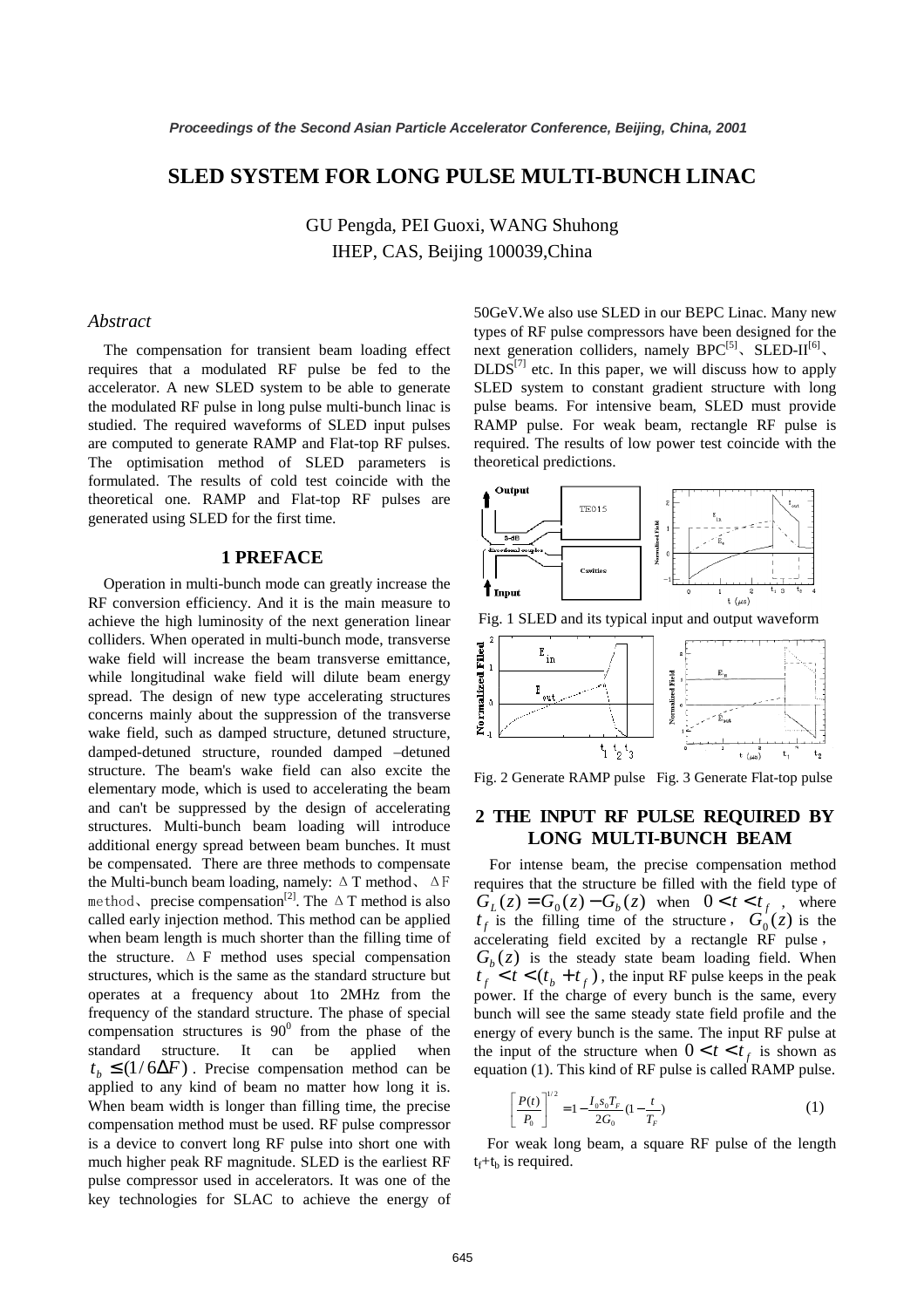# SLED SYSTEM FOR LONG PULSE MULTI-BUNCH LINAC

GU Pengda, PEI Guoxi, WANG Shuhong
IHEP, CAS, Beijing 100039,China

## *Abstract*

The compensation for transient beam loading effect requires that a modulated RF pulse be fed to the accelerator. A new SLED system to be able to generate the modulated RF pulse in long pulse multi-bunch linac is studied. The required waveforms of SLED input pulses are computed to generate RAMP and Flat-top RF pulses. The optimisation method of SLED parameters is formulated. The results of cold test coincide with the theoretical one. RAMP and Flat-top RF pulses are generated using SLED for the first time.

## 1 PREFACE

Operation in multi-bunch mode can greatly increase the RF conversion efficiency. And it is the main measure to achieve the high luminosity of the next generation linear colliders. When operated in multi-bunch mode, transverse wake field will increase the beam transverse emittance, while longitudinal wake field will dilute beam energy spread. The design of new type accelerating structures concerns mainly about the suppression of the transverse wake field, such as damped structure, detuned structure, damped-detuned structure, rounded damped –detuned structure. The beam's wake field can also excite the elementary mode, which is used to accelerating the beam and can't be suppressed by the design of accelerating structures. Multi-bunch beam loading will introduce additional energy spread between beam bunches. It must be compensated. There are three methods to compensate the Multi-bunch beam loading, namely: ΔT method、ΔF method、precise compensation[2]. The ΔT method is also called early injection method. This method can be applied when beam length is much shorter than the filling time of the structure. ΔF method uses special compensation structures, which is the same as the standard structure but operates at a frequency about 1to 2MHz from the frequency of the standard structure. The phase of special compensation structures is $90^0$ from the phase of the standard structure. It can be applied when $t_b \le (1/6\Delta F)$. Precise compensation method can be applied to any kind of beam no matter how long it is. When beam width is longer than filling time, the precise compensation method must be used. RF pulse compressor is a device to convert long RF pulse into short one with much higher peak RF magnitude. SLED is the earliest RF pulse compressor used in accelerators. It was one of the key technologies for SLAC to achieve the energy of 50GeV.We also use SLED in our BEPC Linac. Many new types of RF pulse compressors have been designed for the next generation colliders, namely BPC[5]、SLED-II[6]、DLDS[7] etc. In this paper, we will discuss how to apply SLED system to constant gradient structure with long pulse beams. For intensive beam, SLED must provide RAMP pulse. For weak beam, rectangle RF pulse is required. The results of low power test coincide with the theoretical predictions.

Fig. 1 SLED and its typical input and output waveform

Fig. 2 Generate RAMP pulse Fig. 3 Generate Flat-top pulse

## 2 THE INPUT RF PULSE REQUIRED BY LONG MULTI-BUNCH BEAM

For intense beam, the precise compensation method requires that the structure be filled with the field type of $G_L(z) = G_0(z) - G_b(z)$ when $0 < t < t_f$, where $t_f$ is the filling time of the structure, $G_0(z)$ is the accelerating field excited by a rectangle RF pulse, $G_b(z)$ is the steady state beam loading field. When $t_f < t < (t_b + t_f)$, the input RF pulse keeps in the peak power. If the charge of every bunch is the same, every bunch will see the same steady state field profile and the energy of every bunch is the same. The input RF pulse at the input of the structure when $0 < t < t_f$ is shown as equation (1). This kind of RF pulse is called RAMP pulse.

$$\left[\frac{P(t)}{P_0}\right]^{1/2} = 1 - \frac{I_0 s_0 T_F}{2G_0}(1 - \frac{t}{T_F}) \tag{1}$$

For weak long beam, a square RF pulse of the length $t_f + t_b$ is required.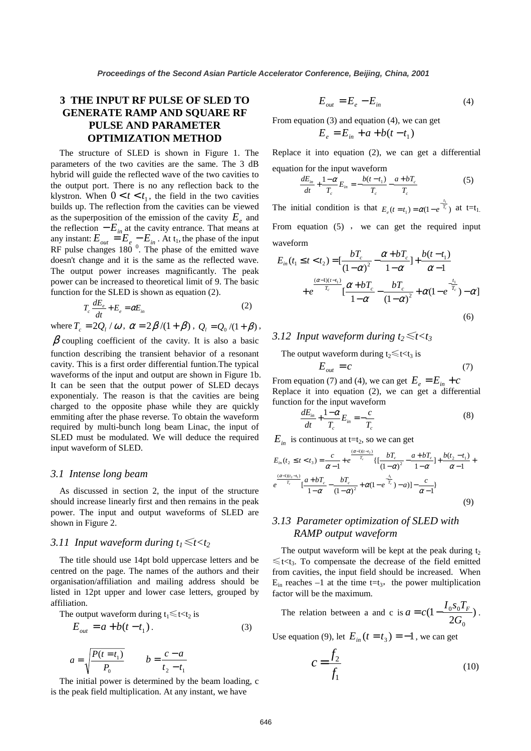## 3 THE INPUT RF PULSE OF SLED TO GENERATE RAMP AND SQUARE RF PULSE AND PARAMETER OPTIMIZATION METHOD

The structure of SLED is shown in Figure 1. The parameters of the two cavities are the same. The 3 dB hybrid will guide the reflected wave of the two cavities to the output port. There is no any reflection back to the klystron. When $0 < t < t_1$, the field in the two cavities builds up. The reflection from the cavities can be viewed as the superposition of the emission of the cavity $E_e$ and the reflection $-E_{in}$ at the cavity entrance. That means at any instant: $E_{out} = E_e - E_{in}$. At $t_1$, the phase of the input RF pulse changes $180^0$. The phase of the emitted wave doesn't change and it is the same as the reflected wave. The output power increases magnificantly. The peak power can be increased to theoretical limit of 9. The basic function for the SLED is shown as equation (2).

$$T_c \frac{dE_e}{dt} + E_e = \alpha E_{in} \tag{2}$$

where $T_c = 2Q_l / \omega$, $\alpha = 2\beta/(1+\beta)$, $Q_l = Q_0/(1+\beta)$, $\beta$ coupling coefficient of the cavity. It is also a basic function describing the transient behavior of a resonant cavity. This is a first order differential funtion.The typical waveforms of the input and output are shown in Figure 1b. It can be seen that the output power of SLED decays exponentialy. The reason is that the cavities are being charged to the opposite phase while they are quickly emmiting after the phase reverse. To obtain the waveform required by multi-bunch long beam Linac, the input of SLED must be modulated. We will deduce the required input waveform of SLED.

### 3.1 Intense long beam

As discussed in section 2, the input of the structure should increase linearly first and then remains in the peak power. The input and output waveforms of SLED are shown in Figure 2.

### 3.11 Input waveform during $t_1 \leq t < t_2$

The title should use 14pt bold uppercase letters and be centred on the page. The names of the authors and their organisation/affiliation and mailing address should be listed in 12pt upper and lower case letters, grouped by affiliation.

The output waveform during $t_1 \leq t < t_2$ is

$$E_{out} = a + b(t - t_1). \tag{3}$$

$$a = \sqrt{\frac{P(t = t_1)}{P_0}} \qquad b = \frac{c - a}{t_2 - t_1}$$

The initial power is determined by the beam loading, c is the peak field multiplication. At any instant, we have

$$E_{out} = E_e - E_{in} \tag{4}$$

From equation (3) and equation (4), we can get

$$E_e = E_{in} + a + b(t - t_1)$$

Replace it into equation (2), we can get a differential equation for the input waveform

$$\frac{dE_{in}}{dt} + \frac{1-\alpha}{T_c} E_{in} = -\frac{b(t - t_1)}{T_c} - \frac{a + bT_c}{T_c} \tag{5}$$

The initial condition is that $E_e(t = t_1) = \alpha(1 - e^{-\frac{t_1}{T_c}})$ at $t=t_1$.

From equation (5), we can get the required input waveform

$$E_{in}(t_1 \leq t < t_2) = [\frac{bT_c}{(1-\alpha)^2} - \frac{\alpha + bT_c}{1-\alpha}] + \frac{b(t - t_1)}{\alpha - 1} + e^{\frac{(\alpha-1)(t-t_1)}{T_c}} [\frac{\alpha + bT_c}{1-\alpha} - \frac{bT_c}{(1-\alpha)^2} + \alpha(1 - e^{-\frac{t_1}{T_c}}) - \alpha] \tag{6}$$

### 3.12 Input waveform during $t_2 \leq t < t_3$

The output waveform during $t_2 \leq t < t_3$ is

$$E_{out} = c \tag{7}$$

From equation (7) and (4), we can get $E_e = E_{in} + c$

Replace it into equation (2), we can get a differential function for the input waveform

$$\frac{dE_{in}}{dt} + \frac{1-\alpha}{T_c} E_{in} = -\frac{c}{T_c} \tag{8}$$

$E_{in}$ is continuous at $t=t_2$, so we can get

$$E_{in}(t_2 \leq t < t_3) = \frac{c}{\alpha - 1} + e^{\frac{(\alpha-1)(t-t_2)}{T_c}} \{[\frac{bT_c}{(1-\alpha)^2} - \frac{a + bT_c}{1-\alpha}] + \frac{b(t_2 - t_1)}{\alpha - 1} + e^{\frac{(\alpha-1)(t_2-t_1)}{T_c}} [\frac{a + bT_c}{1-\alpha} - \frac{bT_c}{(1-\alpha)^2} + \alpha(1 - e^{-\frac{t_1}{T_c}}) - a)] - \frac{c}{\alpha - 1}\} \tag{9}$$

### 3.13 Parameter optimization of SLED with RAMP output waveform

The output waveform will be kept at the peak during $t_2 \leq t < t_3$. To compensate the decrease of the field emitted from cavities, the input field should be increased. When $E_{in}$ reaches –1 at the time $t=t_3$, the power multiplication factor will be the maximum.

The relation between a and c is $a = c(1 - \frac{I_0 s_0 T_F}{2G_0})$.

Use equation (9), let $E_{in}(t = t_3) = -1$, we can get

$$c = \frac{f_2}{f_1} \tag{10}$$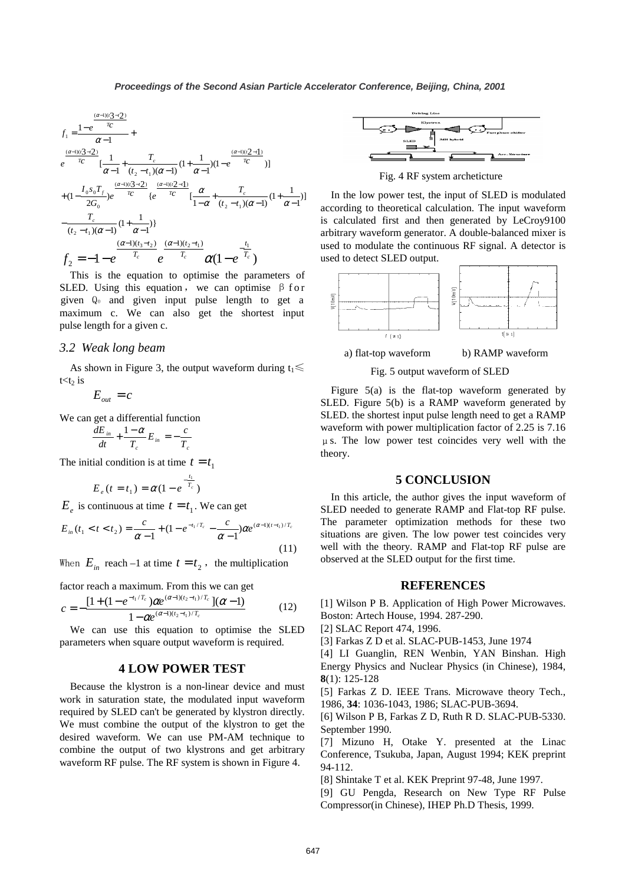$$f_1 = \frac{1-e^{\frac{(\alpha-1)(t_3-t_2)}{T_C}}}{\alpha-1} +$$

$$e^{\frac{(\alpha-1)(t_3-t_2)}{T_C}}\left[\frac{1}{\alpha-1}+\frac{T_c}{(t_2-t_1)(\alpha-1)}\left(1+\frac{1}{\alpha-1}\right)\left(1-e^{\frac{(\alpha-1)(t_2-t_1)}{T_C}}\right)\right]$$

$$+\left(1-\frac{I_0 s_0 T_f}{2G_0}\right)e^{\frac{(\alpha-1)(t_3-t_2)}{T_C}}\left\{e^{\frac{(\alpha-1)(t_2-t_1)}{T_C}}\left[\frac{\alpha}{1-\alpha}+\frac{T_c}{(t_2-t_1)(\alpha-1)}\left(1+\frac{1}{\alpha-1}\right)\right]\right.$$

$$\left.-\frac{T_c}{(t_2-t_1)(\alpha-1)}\left(1+\frac{1}{\alpha-1}\right)\right\}$$

$$f_2 = -1 - e^{\frac{(\alpha-1)(t_3-t_2)}{T_c}} e^{\frac{(\alpha-1)(t_2-t_1)}{T_c}} \alpha\left(1-e^{-\frac{t_1}{T_c}}\right)$$

This is the equation to optimise the parameters of SLED. Using this equation, we can optimise β for given $Q_0$ and given input pulse length to get a maximum c. We can also get the shortest input pulse length for a given c.

### 3.2 Weak long beam

As shown in Figure 3, the output waveform during $t_1 \leq t < t_2$ is

$$E_{out} = c$$

We can get a differential function

$$\frac{dE_{in}}{dt} + \frac{1-\alpha}{T_c} E_{in} = -\frac{c}{T_c}$$

The initial condition is at time $t = t_1$

$$E_e(t = t_1) = \alpha\left(1 - e^{-\frac{t_1}{T_c}}\right)$$

$E_e$ is continuous at time $t = t_1$. We can get

$$E_{in}(t_1 < t < t_2) = \frac{c}{\alpha-1} + \left(1 - e^{-t_1/T_c} - \frac{c}{\alpha-1}\right)\alpha e^{(\alpha-1)(t-t_1)/T_c} \tag{11}$$

When $E_{in}$ reach –1 at time $t = t_2$, the multiplication factor reach a maximum. From this we can get

$$c = -\frac{[1 + (1 - e^{-t_1/T_c})\alpha e^{(\alpha-1)(t_2-t_1)/T_c}](\alpha - 1)}{1 - \alpha e^{(\alpha-1)(t_2-t_1)/T_c}} \tag{12}$$

We can use this equation to optimise the SLED parameters when square output waveform is required.

## 4 LOW POWER TEST

Because the klystron is a non-linear device and must work in saturation state, the modulated input waveform required by SLED can't be generated by klystron directly. We must combine the output of the klystron to get the desired waveform. We can use PM-AM technique to combine the output of two klystrons and get arbitrary waveform RF pulse. The RF system is shown in Figure 4.

Driving Line
Klystron
Fourphase shifter
SLED
3dB hybrid
Acc. Structure

Fig. 4 RF system archeticture

In the low power test, the input of SLED is modulated according to theoretical calculation. The input waveform is calculated first and then generated by LeCroy9100 arbitrary waveform generator. A double-balanced mixer is used to modulate the continuous RF signal. A detector is used to detect SLED output.

V[10mV]
t (μs)

a) flat-top waveform

V[10mV]
t[μs]

b) RAMP waveform

Fig. 5 output waveform of SLED

Figure 5(a) is the flat-top waveform generated by SLED. Figure 5(b) is a RAMP waveform generated by SLED. the shortest input pulse length need to get a RAMP waveform with power multiplication factor of 2.25 is 7.16 μs. The low power test coincides very well with the theory.

## 5 CONCLUSION

In this article, the author gives the input waveform of SLED needed to generate RAMP and Flat-top RF pulse. The parameter optimization methods for these two situations are given. The low power test coincides very well with the theory. RAMP and Flat-top RF pulse are observed at the SLED output for the first time.

## REFERENCES

[1] Wilson P B. Application of High Power Microwaves. Boston: Artech House, 1994. 287-290.

[2] SLAC Report 474, 1996.

[3] Farkas Z D et al. SLAC-PUB-1453, June 1974

[4] LI Guanglin, REN Wenbin, YAN Binshan. High Energy Physics and Nuclear Physics (in Chinese), 1984, **8**(1): 125-128

[5] Farkas Z D. IEEE Trans. Microwave theory Tech., 1986, **34**: 1036-1043, 1986; SLAC-PUB-3694.

[6] Wilson P B, Farkas Z D, Ruth R D. SLAC-PUB-5330. September 1990.

[7] Mizuno H, Otake Y. presented at the Linac Conference, Tsukuba, Japan, August 1994; KEK preprint 94-112.

[8] Shintake T et al. KEK Preprint 97-48, June 1997.

[9] GU Pengda, Research on New Type RF Pulse Compressor(in Chinese), IHEP Ph.D Thesis, 1999.